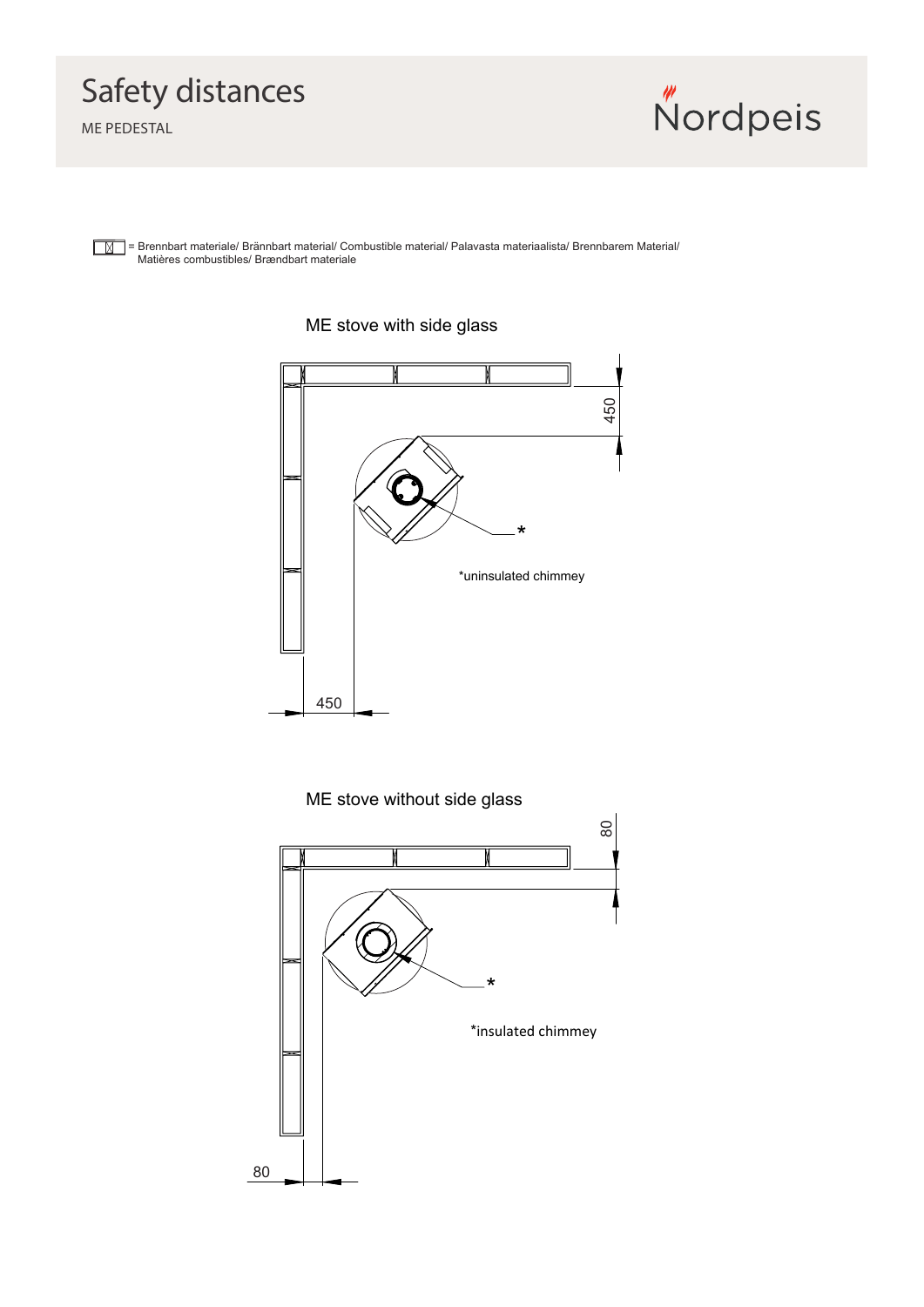# Safety distances

ME PEDESTAL

Nordpeis

= Brennbart materiale/ Brännbart material/ Combustible material/ Palavasta materiaalista/ Brennbarem Material/ Matières combustibles/ Brændbart materiale

## ME stove with side glass

450

450

*

*uninsulated chimmey

## ME stove without side glass

80

80

*

*insulated chimmey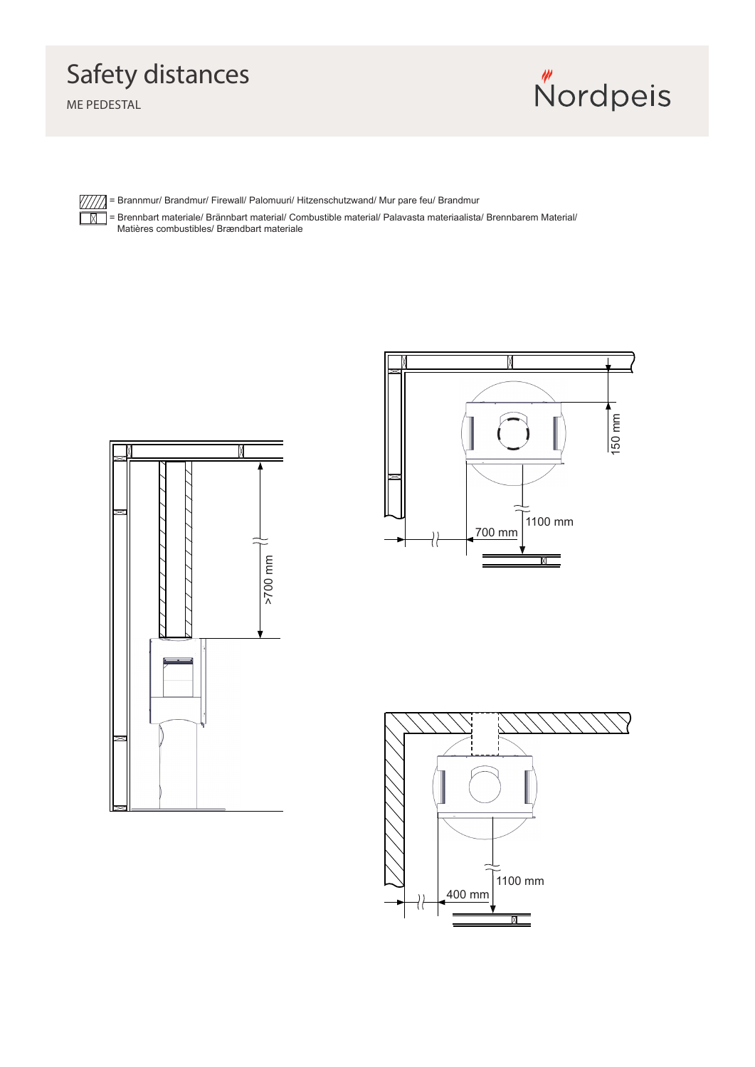# Safety distances

ME PEDESTAL

= Brannmur/ Brandmur/ Firewall/ Palomuuri/ Hitzenschutzwand/ Mur pare feu/ Brandmur

= Brennbart materiale/ Brännbart material/ Combustible material/ Palavasta materiaalista/ Brennbarem Material/ Matières combustibles/ Brændbart materiale

>700 mm

150 mm

700 mm

1100 mm

400 mm

1100 mm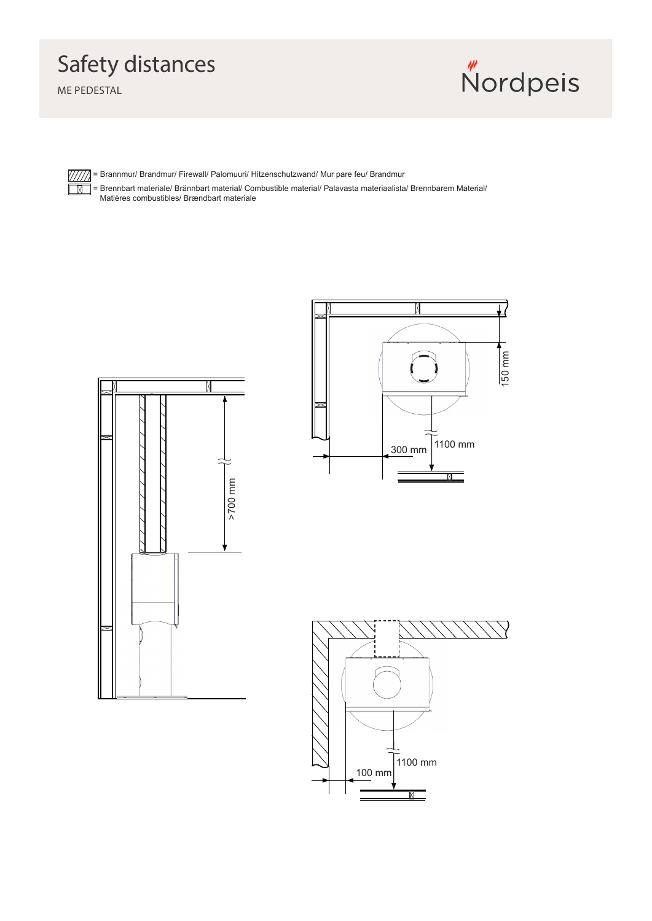# Safety distances

ME PEDESTAL

Nordpeis

= Brannmur/ Brandmur/ Firewall/ Palomuuri/ Hitzenschutzwand/ Mur pare feu/ Brandmur

= Brennbart materiale/ Brännbart material/ Combustible material/ Palavasta materiaalista/ Brennbarem Material/ Matières combustibles/ Brændbart materiale

>700 mm

150 mm

300 mm

1100 mm

100 mm

1100 mm